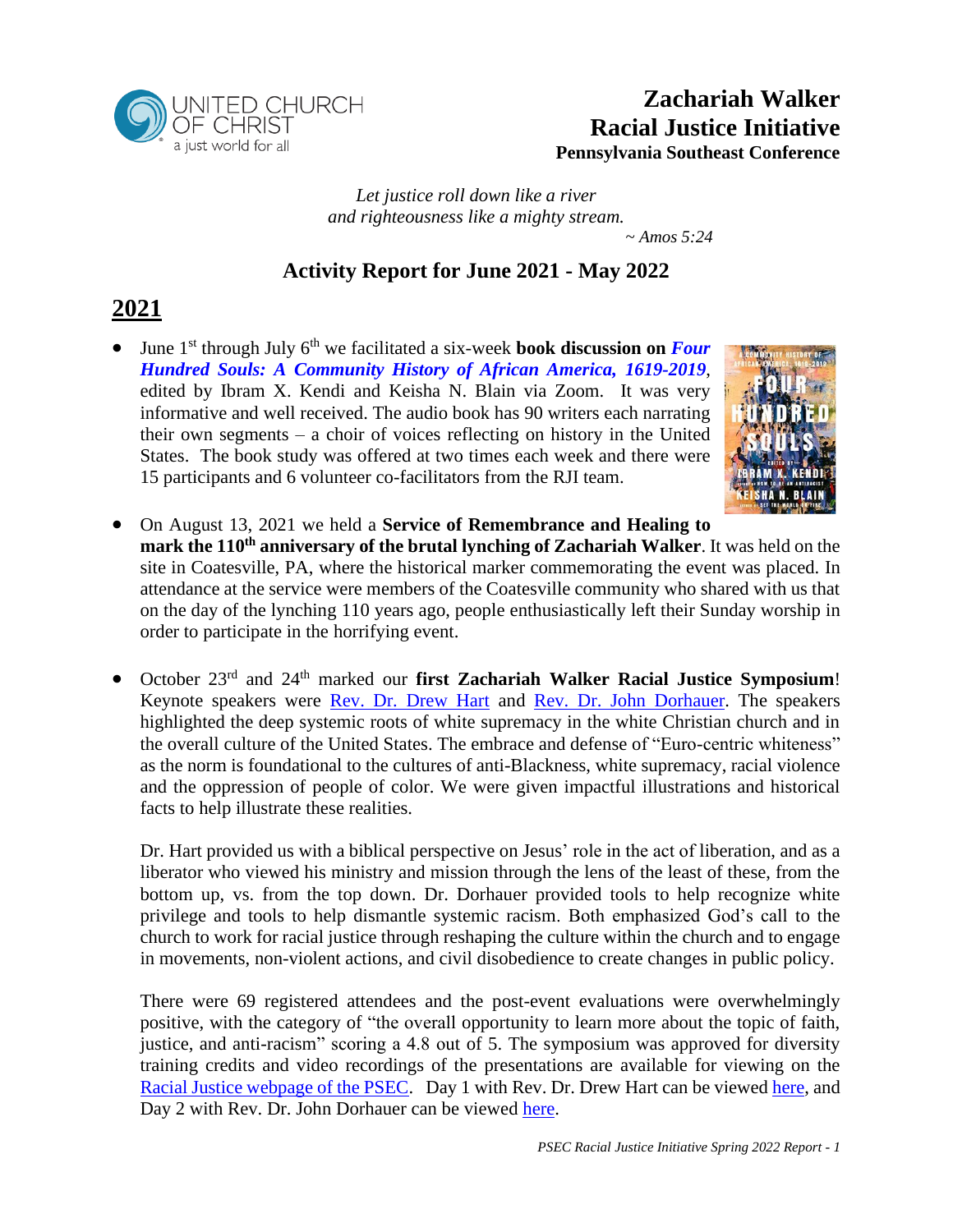# Zachariah Walker Racial Justice Initiative

**Pennsylvania Southeast Conference**

*Let justice roll down like a river*
*and righteousness like a mighty stream.*
*~ Amos 5:24*

## Activity Report for June 2021 - May 2022

## 2021

- June 1st through July 6th we facilitated a six-week **book discussion on *Four Hundred Souls: A Community History of African America, 1619-2019***, edited by Ibram X. Kendi and Keisha N. Blain via Zoom. It was very informative and well received. The audio book has 90 writers each narrating their own segments – a choir of voices reflecting on history in the United States. The book study was offered at two times each week and there were 15 participants and 6 volunteer co-facilitators from the RJI team.

- On August 13, 2021 we held a **Service of Remembrance and Healing to mark the 110th anniversary of the brutal lynching of Zachariah Walker**. It was held on the site in Coatesville, PA, where the historical marker commemorating the event was placed. In attendance at the service were members of the Coatesville community who shared with us that on the day of the lynching 110 years ago, people enthusiastically left their Sunday worship in order to participate in the horrifying event.

- October 23rd and 24th marked our **first Zachariah Walker Racial Justice Symposium**! Keynote speakers were Rev. Dr. Drew Hart and Rev. Dr. John Dorhauer. The speakers highlighted the deep systemic roots of white supremacy in the white Christian church and in the overall culture of the United States. The embrace and defense of "Euro-centric whiteness" as the norm is foundational to the cultures of anti-Blackness, white supremacy, racial violence and the oppression of people of color. We were given impactful illustrations and historical facts to help illustrate these realities.

  Dr. Hart provided us with a biblical perspective on Jesus' role in the act of liberation, and as a liberator who viewed his ministry and mission through the lens of the least of these, from the bottom up, vs. from the top down. Dr. Dorhauer provided tools to help recognize white privilege and tools to help dismantle systemic racism. Both emphasized God's call to the church to work for racial justice through reshaping the culture within the church and to engage in movements, non-violent actions, and civil disobedience to create changes in public policy.

  There were 69 registered attendees and the post-event evaluations were overwhelmingly positive, with the category of "the overall opportunity to learn more about the topic of faith, justice, and anti-racism" scoring a 4.8 out of 5. The symposium was approved for diversity training credits and video recordings of the presentations are available for viewing on the Racial Justice webpage of the PSEC. Day 1 with Rev. Dr. Drew Hart can be viewed here, and Day 2 with Rev. Dr. John Dorhauer can be viewed here.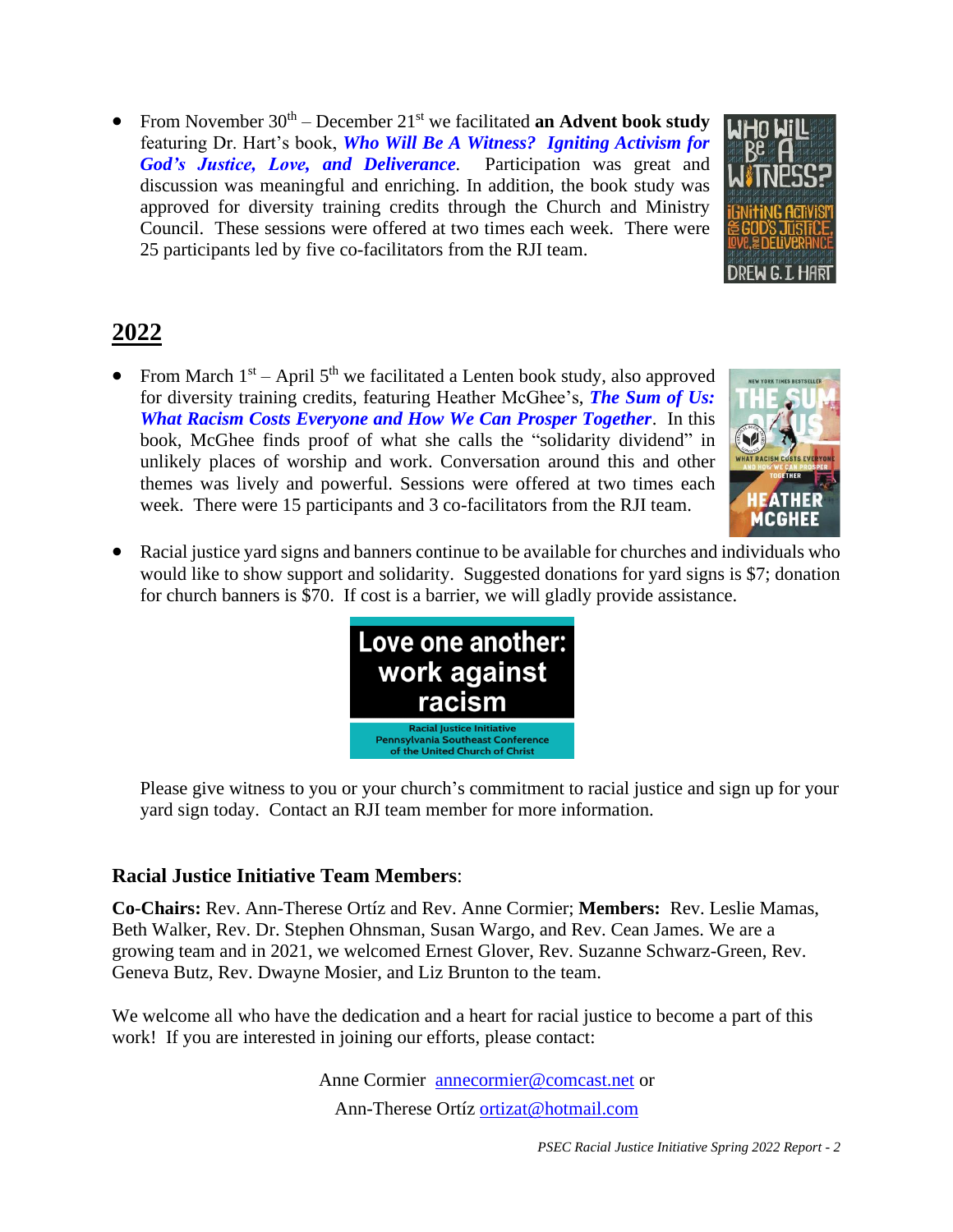- From November 30th – December 21st we facilitated **an Advent book study** featuring Dr. Hart's book, ***Who Will Be A Witness? Igniting Activism for God's Justice, Love, and Deliverance***. Participation was great and discussion was meaningful and enriching. In addition, the book study was approved for diversity training credits through the Church and Ministry Council. These sessions were offered at two times each week. There were 25 participants led by five co-facilitators from the RJI team.

## 2022

- From March 1st – April 5th we facilitated a Lenten book study, also approved for diversity training credits, featuring Heather McGhee's, ***The Sum of Us: What Racism Costs Everyone and How We Can Prosper Together***. In this book, McGhee finds proof of what she calls the "solidarity dividend" in unlikely places of worship and work. Conversation around this and other themes was lively and powerful. Sessions were offered at two times each week. There were 15 participants and 3 co-facilitators from the RJI team.

- Racial justice yard signs and banners continue to be available for churches and individuals who would like to show support and solidarity. Suggested donations for yard signs is $7; donation for church banners is $70. If cost is a barrier, we will gladly provide assistance.

Love one another: work against racism

Racial Justice Initiative
Pennsylvania Southeast Conference
of the United Church of Christ

Please give witness to you or your church's commitment to racial justice and sign up for your yard sign today. Contact an RJI team member for more information.

### Racial Justice Initiative Team Members:

**Co-Chairs:** Rev. Ann-Therese Ortíz and Rev. Anne Cormier; **Members:** Rev. Leslie Mamas, Beth Walker, Rev. Dr. Stephen Ohnsman, Susan Wargo, and Rev. Cean James. We are a growing team and in 2021, we welcomed Ernest Glover, Rev. Suzanne Schwarz-Green, Rev. Geneva Butz, Rev. Dwayne Mosier, and Liz Brunton to the team.

We welcome all who have the dedication and a heart for racial justice to become a part of this work! If you are interested in joining our efforts, please contact:

Anne Cormier annecormier@comcast.net or

Ann-Therese Ortíz ortizat@hotmail.com